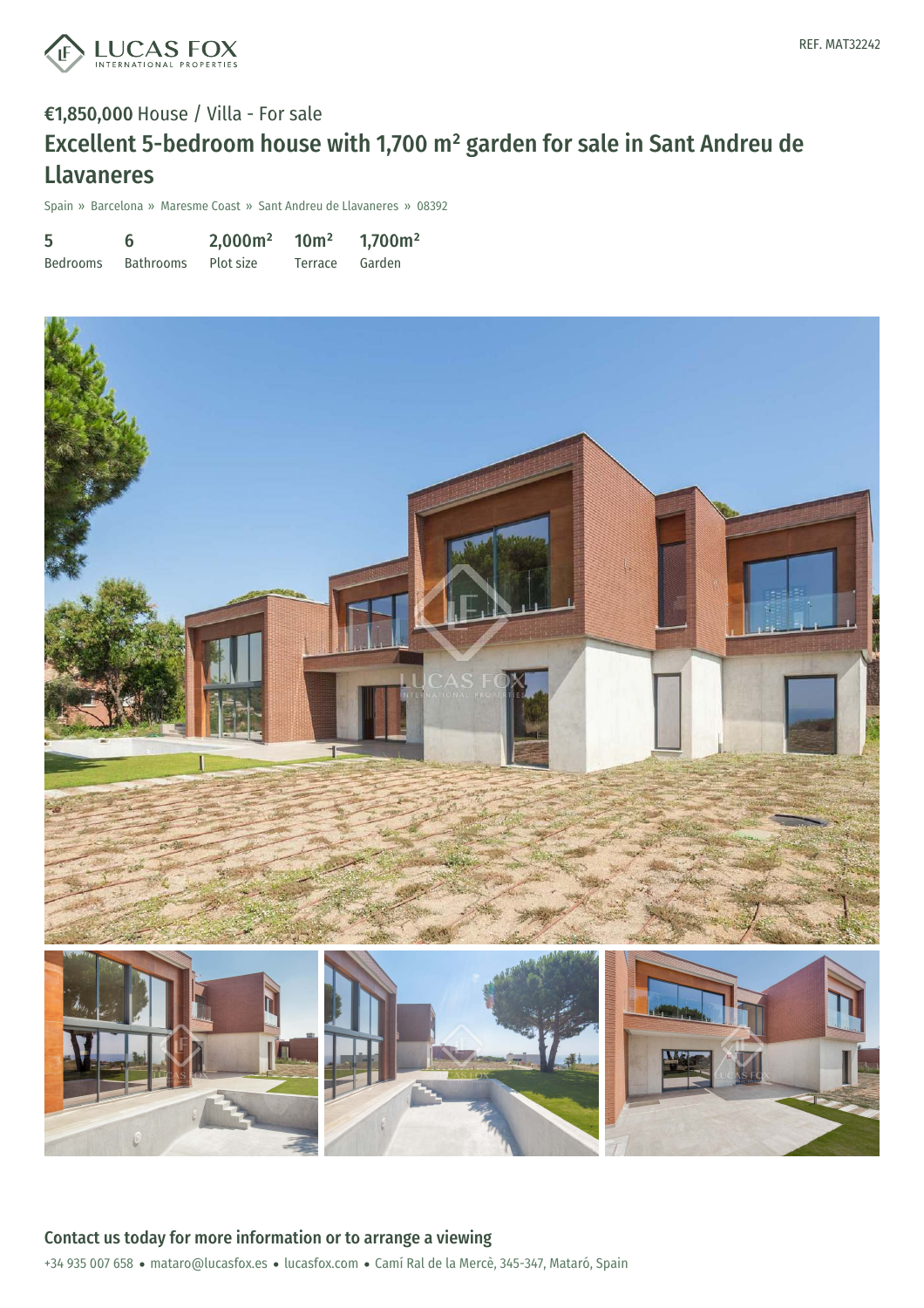REF. MAT32242

**€1,850,000** House / Villa - For sale

# Excellent 5-bedroom house with 1,700 m² garden for sale in Sant Andreu de Llavaneres

Spain » Barcelona » Maresme Coast » Sant Andreu de Llavaneres » 08392

| 5 | 6 | 2,000m² | 10m² | 1,700m² |
|---|---|---|---|---|
| Bedrooms | Bathrooms | Plot size | Terrace | Garden |

## Contact us today for more information or to arrange a viewing

+34 935 007 658 • mataro@lucasfox.es • lucasfox.com • Camí Ral de la Mercè, 345-347, Mataró, Spain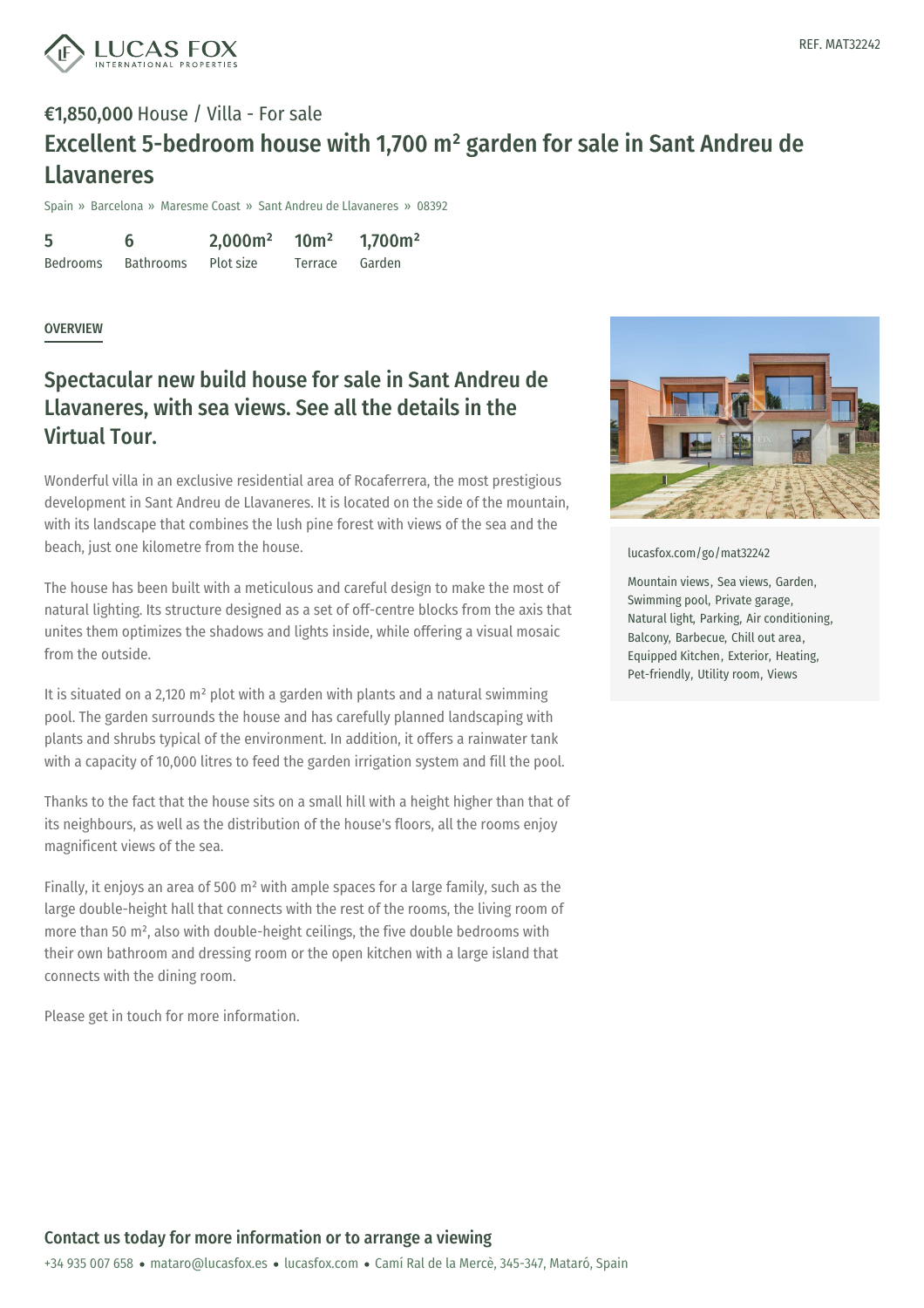REF. MAT32242

**€1,850,000** House / Villa - For sale

# Excellent 5-bedroom house with 1,700 m² garden for sale in Sant Andreu de Llavaneres

Spain » Barcelona » Maresme Coast » Sant Andreu de Llavaneres » 08392

| 5 | 6 | 2,000m² | 10m² | 1,700m² |
|---|---|---|---|---|
| Bedrooms | Bathrooms | Plot size | Terrace | Garden |

## OVERVIEW

## Spectacular new build house for sale in Sant Andreu de Llavaneres, with sea views. See all the details in the Virtual Tour.

Wonderful villa in an exclusive residential area of Rocaferrera, the most prestigious development in Sant Andreu de Llavaneres. It is located on the side of the mountain, with its landscape that combines the lush pine forest with views of the sea and the beach, just one kilometre from the house.

The house has been built with a meticulous and careful design to make the most of natural lighting. Its structure designed as a set of off-centre blocks from the axis that unites them optimizes the shadows and lights inside, while offering a visual mosaic from the outside.

It is situated on a 2,120 m² plot with a garden with plants and a natural swimming pool. The garden surrounds the house and has carefully planned landscaping with plants and shrubs typical of the environment. In addition, it offers a rainwater tank with a capacity of 10,000 litres to feed the garden irrigation system and fill the pool.

Thanks to the fact that the house sits on a small hill with a height higher than that of its neighbours, as well as the distribution of the house's floors, all the rooms enjoy magnificent views of the sea.

Finally, it enjoys an area of 500 m² with ample spaces for a large family, such as the large double-height hall that connects with the rest of the rooms, the living room of more than 50 m², also with double-height ceilings, the five double bedrooms with their own bathroom and dressing room or the open kitchen with a large island that connects with the dining room.

Please get in touch for more information.

lucasfox.com/go/mat32242

Mountain views, Sea views, Garden, Swimming pool, Private garage, Natural light, Parking, Air conditioning, Balcony, Barbecue, Chill out area, Equipped Kitchen, Exterior, Heating, Pet-friendly, Utility room, Views

## Contact us today for more information or to arrange a viewing

+34 935 007 658 • mataro@lucasfox.es • lucasfox.com • Camí Ral de la Mercè, 345-347, Mataró, Spain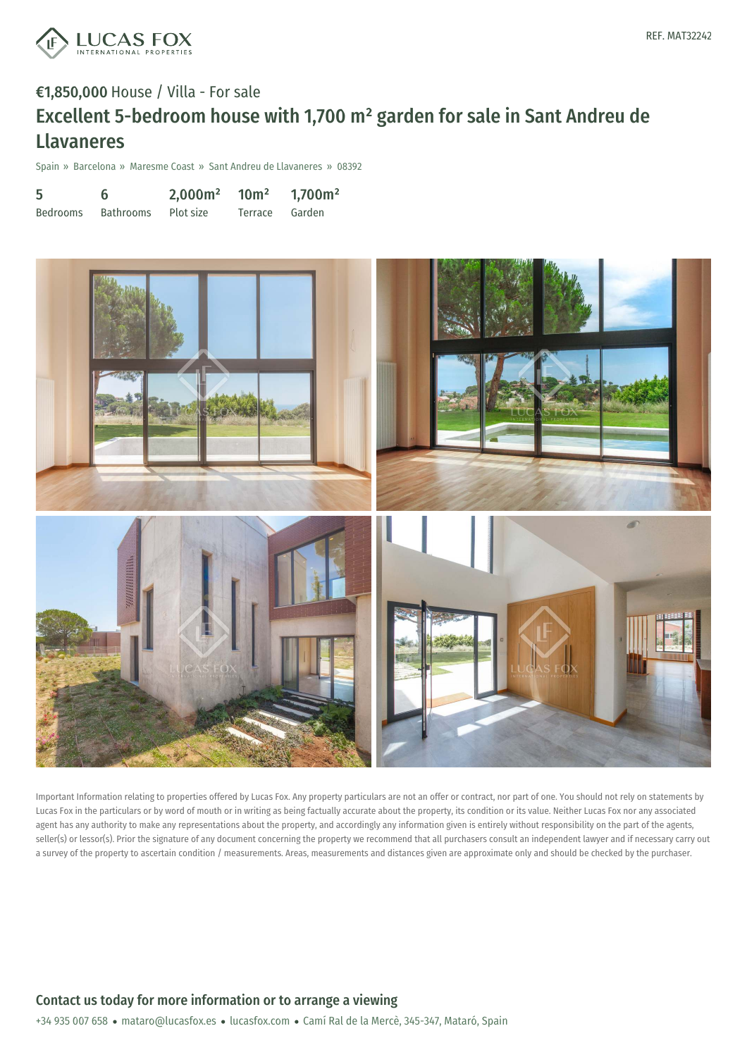REF. MAT32242

€1,850,000 House / Villa - For sale

# Excellent 5-bedroom house with 1,700 m² garden for sale in Sant Andreu de Llavaneres

Spain » Barcelona » Maresme Coast » Sant Andreu de Llavaneres » 08392

| 5 | 6 | 2,000m² | 10m² | 1,700m² |
|---|---|---|---|---|
| Bedrooms | Bathrooms | Plot size | Terrace | Garden |

Important Information relating to properties offered by Lucas Fox. Any property particulars are not an offer or contract, nor part of one. You should not rely on statements by Lucas Fox in the particulars or by word of mouth or in writing as being factually accurate about the property, its condition or its value. Neither Lucas Fox nor any associated agent has any authority to make any representations about the property, and accordingly any information given is entirely without responsibility on the part of the agents, seller(s) or lessor(s). Prior the signature of any document concerning the property we recommend that all purchasers consult an independent lawyer and if necessary carry out a survey of the property to ascertain condition / measurements. Areas, measurements and distances given are approximate only and should be checked by the purchaser.

## Contact us today for more information or to arrange a viewing

+34 935 007 658 • mataro@lucasfox.es • lucasfox.com • Camí Ral de la Mercè, 345-347, Mataró, Spain